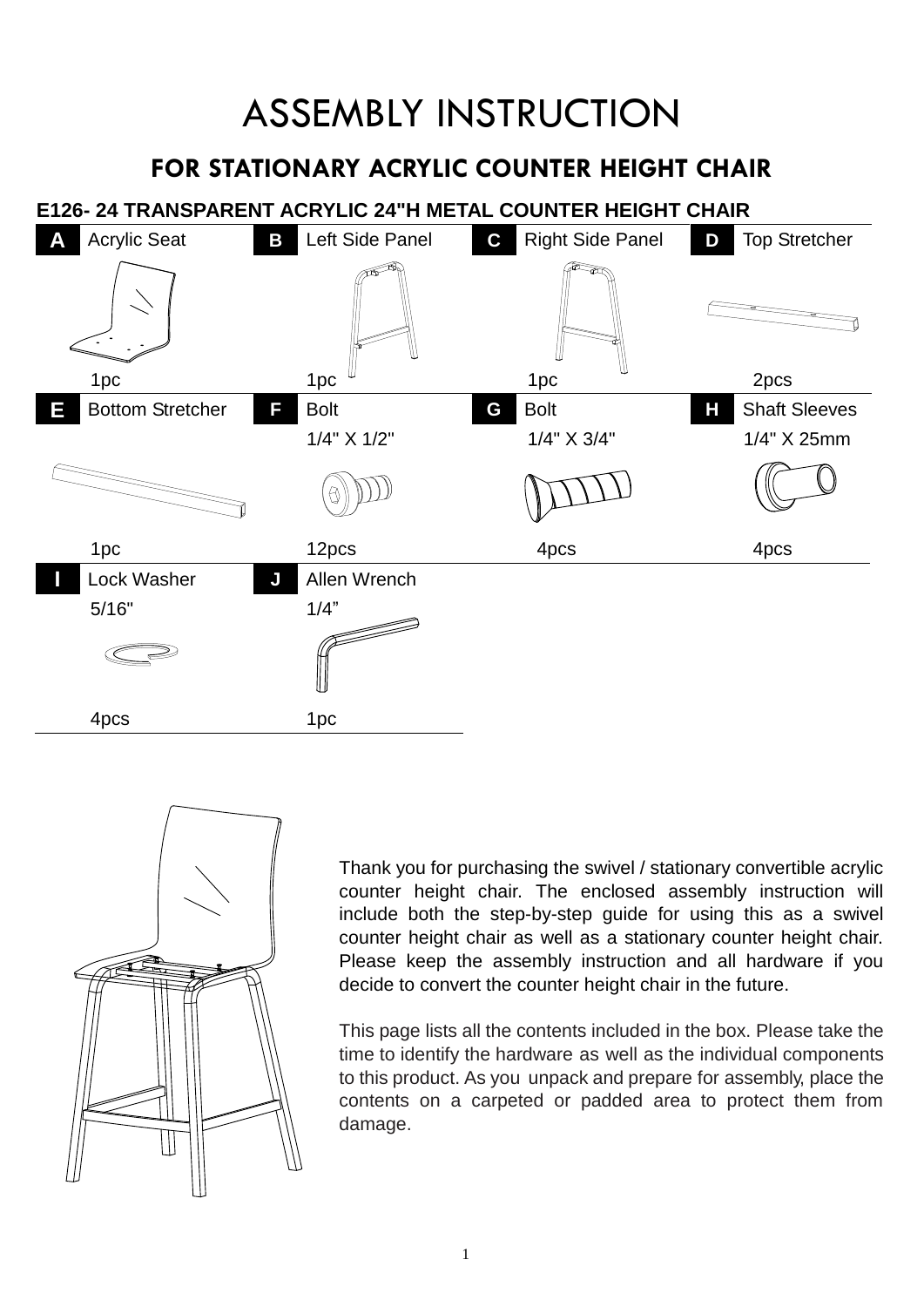# ASSEMBLY INSTRUCTION

## FOR STATIONARY ACRYLIC COUNTER HEIGHT CHAIR

**E126- 24 TRANSPARENT ACRYLIC 24"H METAL COUNTER HEIGHT CHAIR**

| | Part | Size | Qty |
|---|---|---|---|
| A | Acrylic Seat | | 1pc |
| B | Left Side Panel | | 1pc |
| C | Right Side Panel | | 1pc |
| D | Top Stretcher | | 2pcs |
| E | Bottom Stretcher | | 1pc |
| F | Bolt | 1/4" X 1/2" | 12pcs |
| G | Bolt | 1/4" X 3/4" | 4pcs |
| H | Shaft Sleeves | 1/4" X 25mm | 4pcs |
| I | Lock Washer | 5/16" | 4pcs |
| J | Allen Wrench | 1/4” | 1pc |

Thank you for purchasing the swivel / stationary convertible acrylic counter height chair. The enclosed assembly instruction will include both the step-by-step guide for using this as a swivel counter height chair as well as a stationary counter height chair. Please keep the assembly instruction and all hardware if you decide to convert the counter height chair in the future.

This page lists all the contents included in the box. Please take the time to identify the hardware as well as the individual components to this product. As you unpack and prepare for assembly, place the contents on a carpeted or padded area to protect them from damage.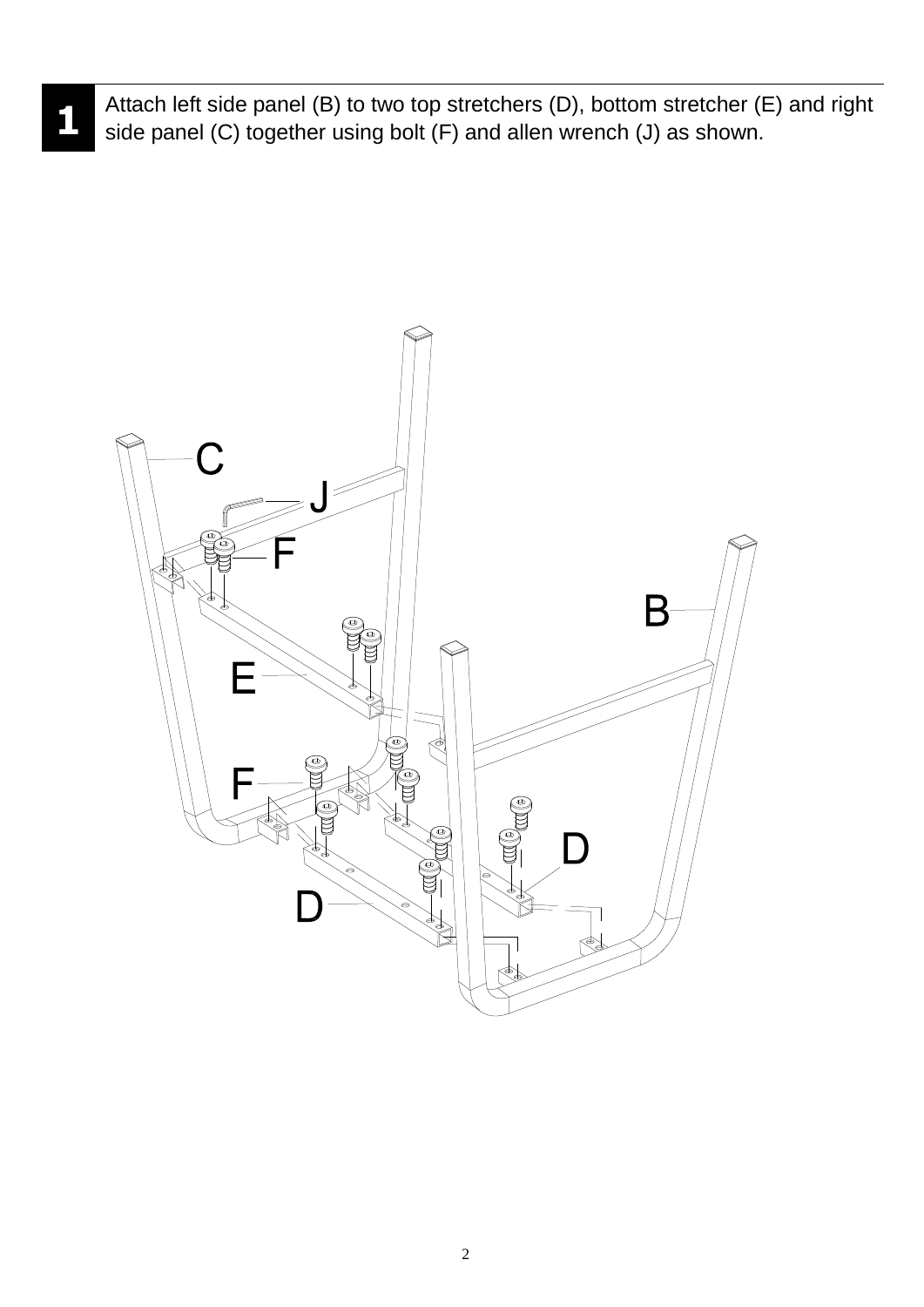## 1

Attach left side panel (B) to two top stretchers (D), bottom stretcher (E) and right side panel (C) together using bolt (F) and allen wrench (J) as shown.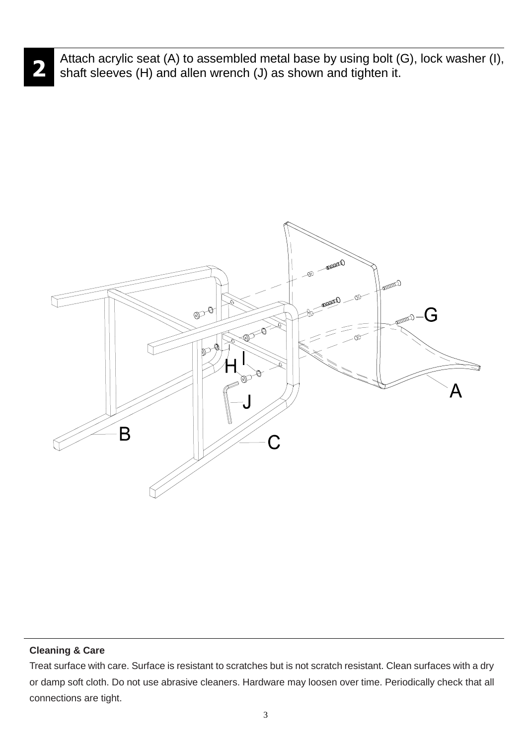**2** Attach acrylic seat (A) to assembled metal base by using bolt (G), lock washer (I), shaft sleeves (H) and allen wrench (J) as shown and tighten it.

**Cleaning & Care**

Treat surface with care. Surface is resistant to scratches but is not scratch resistant. Clean surfaces with a dry or damp soft cloth. Do not use abrasive cleaners. Hardware may loosen over time. Periodically check that all connections are tight.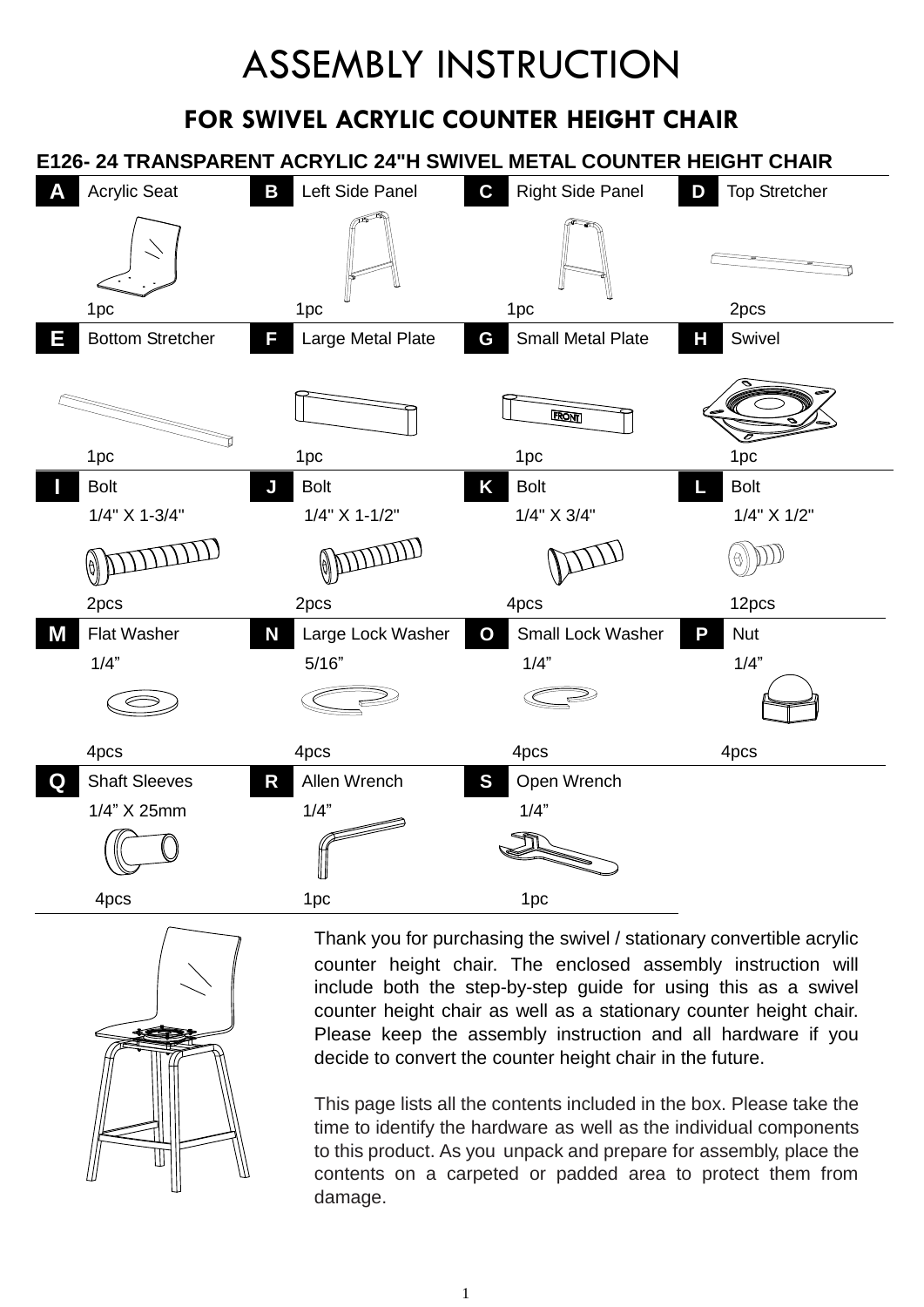# ASSEMBLY INSTRUCTION

## FOR SWIVEL ACRYLIC COUNTER HEIGHT CHAIR

### E126- 24 TRANSPARENT ACRYLIC 24"H SWIVEL METAL COUNTER HEIGHT CHAIR

| Part | Description | Size | Quantity |
|---|---|---|---|
| A | Acrylic Seat | | 1pc |
| B | Left Side Panel | | 1pc |
| C | Right Side Panel | | 1pc |
| D | Top Stretcher | | 2pcs |
| E | Bottom Stretcher | | 1pc |
| F | Large Metal Plate | | 1pc |
| G | Small Metal Plate | | 1pc |
| H | Swivel | | 1pc |
| I | Bolt | 1/4" X 1-3/4" | 2pcs |
| J | Bolt | 1/4" X 1-1/2" | 2pcs |
| K | Bolt | 1/4" X 3/4" | 4pcs |
| L | Bolt | 1/4" X 1/2" | 12pcs |
| M | Flat Washer | 1/4" | 4pcs |
| N | Large Lock Washer | 5/16" | 4pcs |
| O | Small Lock Washer | 1/4" | 4pcs |
| P | Nut | 1/4" | 4pcs |
| Q | Shaft Sleeves | 1/4" X 25mm | 4pcs |
| R | Allen Wrench | 1/4" | 1pc |
| S | Open Wrench | 1/4" | 1pc |

Thank you for purchasing the swivel / stationary convertible acrylic counter height chair. The enclosed assembly instruction will include both the step-by-step guide for using this as a swivel counter height chair as well as a stationary counter height chair. Please keep the assembly instruction and all hardware if you decide to convert the counter height chair in the future.

This page lists all the contents included in the box. Please take the time to identify the hardware as well as the individual components to this product. As you unpack and prepare for assembly, place the contents on a carpeted or padded area to protect them from damage.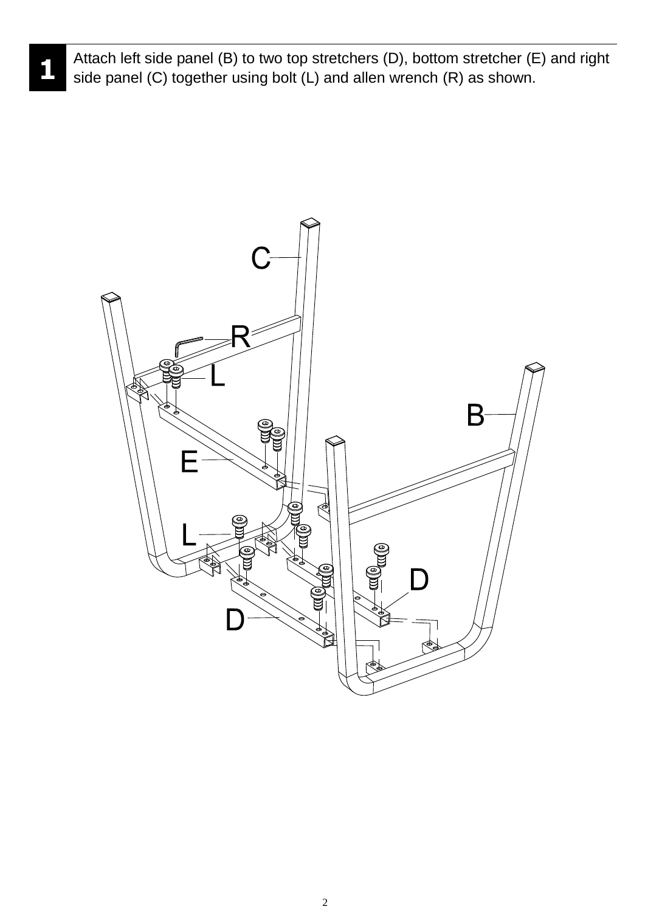**1** Attach left side panel (B) to two top stretchers (D), bottom stretcher (E) and right side panel (C) together using bolt (L) and allen wrench (R) as shown.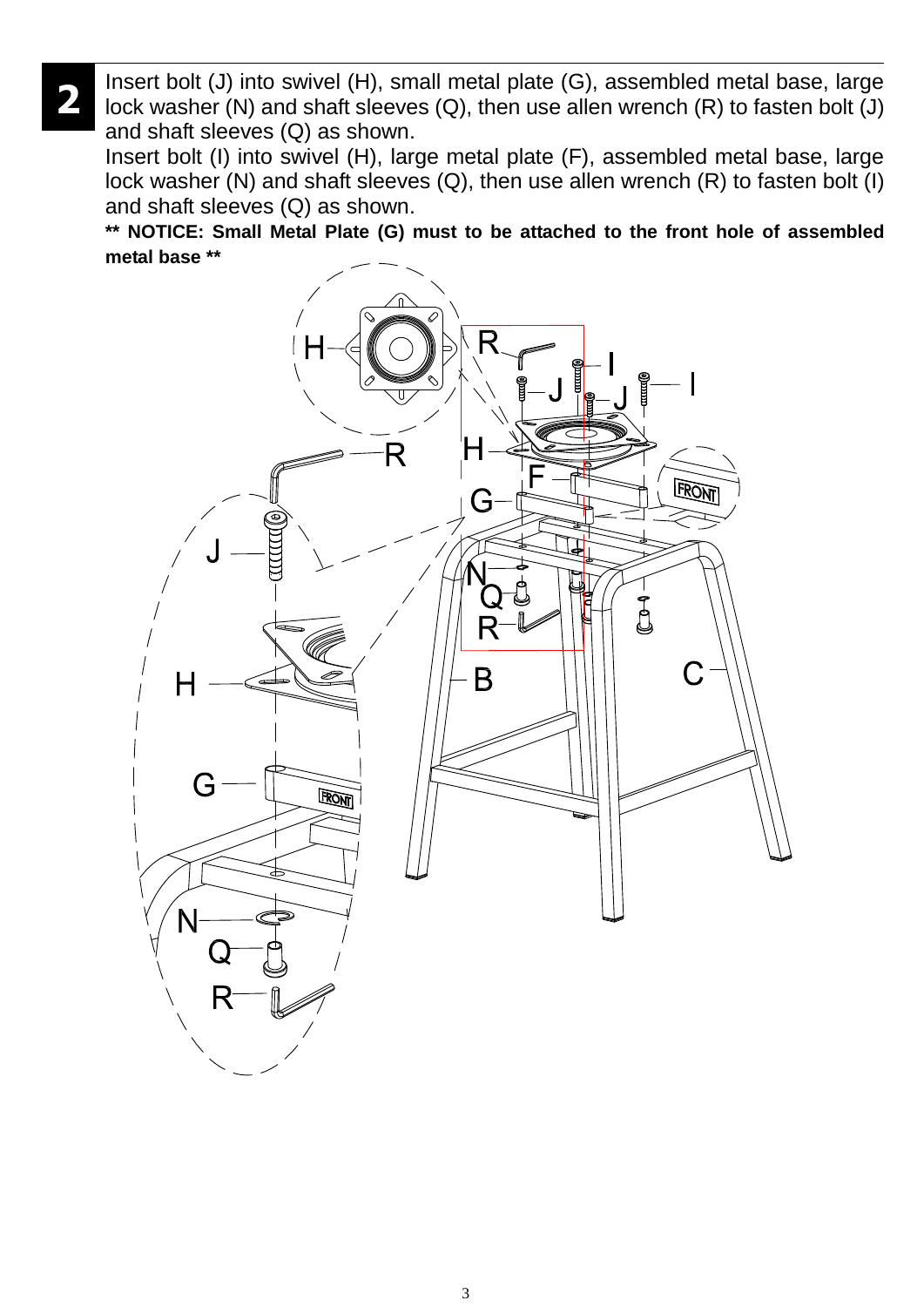## 2

Insert bolt (J) into swivel (H), small metal plate (G), assembled metal base, large lock washer (N) and shaft sleeves (Q), then use allen wrench (R) to fasten bolt (J) and shaft sleeves (Q) as shown.

Insert bolt (I) into swivel (H), large metal plate (F), assembled metal base, large lock washer (N) and shaft sleeves (Q), then use allen wrench (R) to fasten bolt (I) and shaft sleeves (Q) as shown.

**** NOTICE: Small Metal Plate (G) must to be attached to the front hole of assembled metal base ****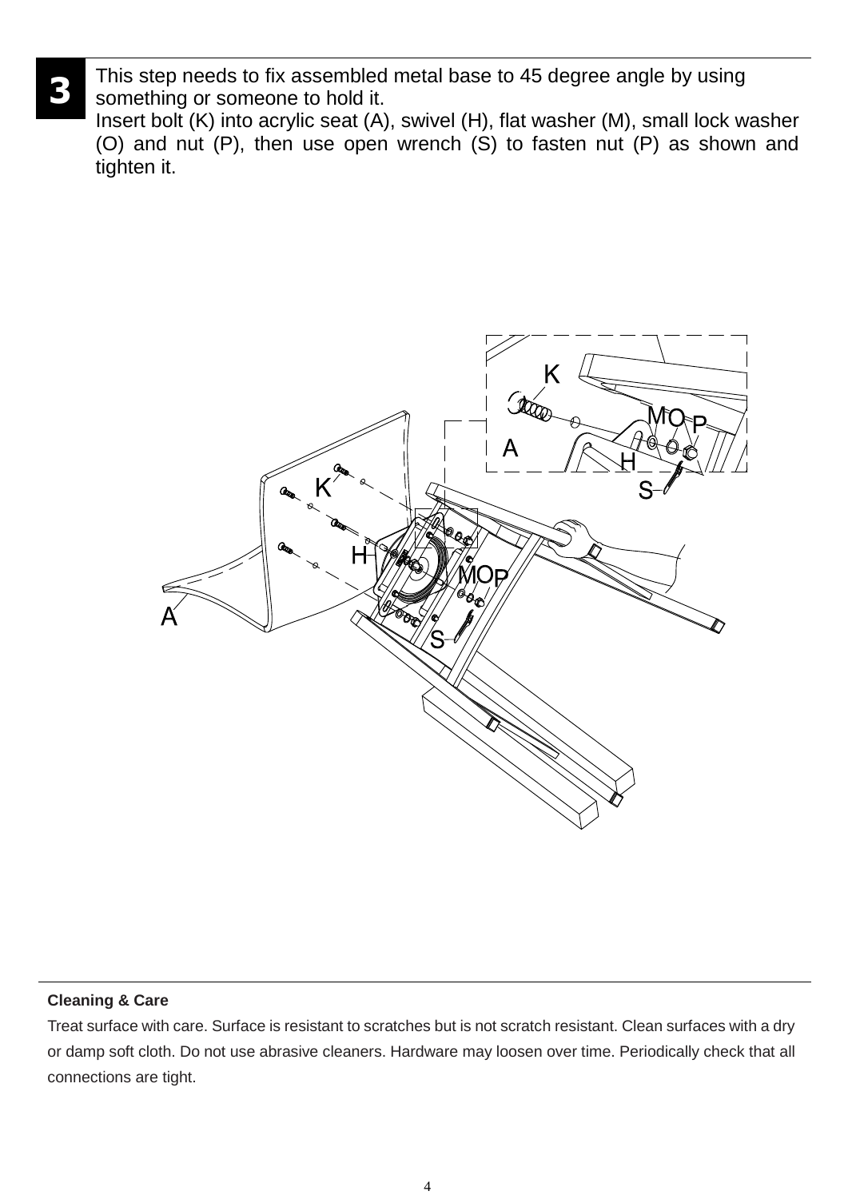**3** This step needs to fix assembled metal base to 45 degree angle by using something or someone to hold it.
Insert bolt (K) into acrylic seat (A), swivel (H), flat washer (M), small lock washer (O) and nut (P), then use open wrench (S) to fasten nut (P) as shown and tighten it.

K

MO P

A

H

S

K

H

MOP

A

S

**Cleaning & Care**

Treat surface with care. Surface is resistant to scratches but is not scratch resistant. Clean surfaces with a dry or damp soft cloth. Do not use abrasive cleaners. Hardware may loosen over time. Periodically check that all connections are tight.